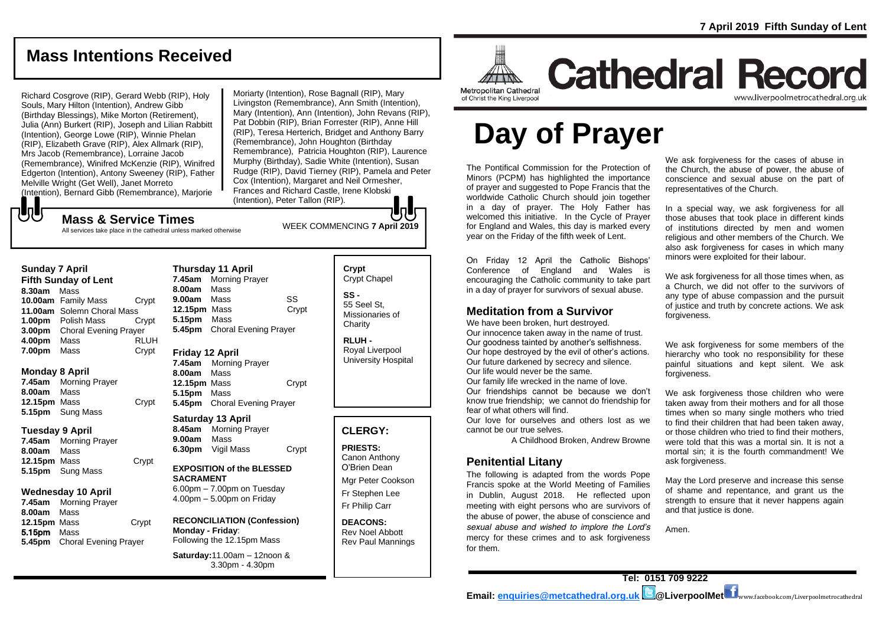# Mass Intentions Received

Richard Cosgrove (RIP), Gerard Webb (RIP), Holy Souls, Mary Hilton (Intention), Andrew Gibb (Birthday Blessings), Mike Morton (Retirement), Julia (Ann) Burkert (RIP), Joseph and Lilian Rabbitt (Intention), George Lowe (RIP), Winnie Phelan (RIP), Elizabeth Grave (RIP), Alex Allmark (RIP), Mrs Jacob (Remembrance), Lorraine Jacob (Remembrance), Winifred McKenzie (RIP), Winifred Edgerton (Intention), Antony Sweeney (RIP), Father Melville Wright (Get Well), Janet Morreto (Intention), Bernard Gibb (Remembrance), Marjorie Moriarty (Intention), Rose Bagnall (RIP), Mary Livingston (Remembrance), Ann Smith (Intention), Mary (Intention), Ann (Intention), John Revans (RIP), Pat Dobbin (RIP), Brian Forrester (RIP), Anne Hill (RIP), Teresa Herterich, Bridget and Anthony Barry (Remembrance), John Houghton (Birthday Remembrance), Patricia Houghton (RIP), Laurence Murphy (Birthday), Sadie White (Intention), Susan Rudge (RIP), David Tierney (RIP), Pamela and Peter Cox (Intention), Margaret and Neil Ormesher, Frances and Richard Castle, Irene Klobski (Intention), Peter Tallon (RIP).

## Mass & Service Times

All services take place in the cathedral unless marked otherwise

WEEK COMMENCING **7 April 2019**

### Sunday 7 April
**Fifth Sunday of Lent**

- **8.30am** Mass
- **10.00am** Family Mass — Crypt
- **11.00am** Solemn Choral Mass
- **1.00pm** Polish Mass — Crypt
- **3.00pm** Choral Evening Prayer
- **4.00pm** Mass — RLUH
- **7.00pm** Mass — Crypt

### Monday 8 April

- **7.45am** Morning Prayer
- **8.00am** Mass
- **12.15pm** Mass — Crypt
- **5.15pm** Sung Mass

### Tuesday 9 April

- **7.45am** Morning Prayer
- **8.00am** Mass
- **12.15pm** Mass — Crypt
- **5.15pm** Sung Mass

### Wednesday 10 April

- **7.45am** Morning Prayer
- **8.00am** Mass
- **12.15pm** Mass — Crypt
- **5.15pm** Mass
- **5.45pm** Choral Evening Prayer

### Thursday 11 April

- **7.45am** Morning Prayer
- **8.00am** Mass
- **9.00am** Mass — SS
- **12.15pm** Mass — Crypt
- **5.15pm** Mass
- **5.45pm** Choral Evening Prayer

### Friday 12 April

- **7.45am** Morning Prayer
- **8.00am** Mass
- **12.15pm** Mass — Crypt
- **5.15pm** Mass
- **5.45pm** Choral Evening Prayer

### Saturday 13 April

- **8.45am** Morning Prayer
- **9.00am** Mass
- **6.30pm** Vigil Mass — Crypt

**EXPOSITION of the BLESSED SACRAMENT**
6.00pm – 7.00pm on Tuesday
4.00pm – 5.00pm on Friday

**RECONCILIATION (Confession)**
**Monday - Friday**: Following the 12.15pm Mass
**Saturday:** 11.00am – 12noon & 3.30pm - 4.30pm

**Crypt**
Crypt Chapel

**SS -**
55 Seel St, Missionaries of Charity

**RLUH -**
Royal Liverpool University Hospital

## CLERGY:

**PRIESTS:**
Canon Anthony O'Brien Dean
Mgr Peter Cookson
Fr Stephen Lee
Fr Philip Carr

**DEACONS:**
Rev Noel Abbott
Rev Paul Mannings

**7 April 2019 Fifth Sunday of Lent**

Metropolitan Cathedral of Christ the King Liverpool

# Cathedral Record

www.liverpoolmetrocathedral.org.uk

# Day of Prayer

The Pontifical Commission for the Protection of Minors (PCPM) has highlighted the importance of prayer and suggested to Pope Francis that the worldwide Catholic Church should join together in a day of prayer. The Holy Father has welcomed this initiative. In the Cycle of Prayer for England and Wales, this day is marked every year on the Friday of the fifth week of Lent.

On Friday 12 April the Catholic Bishops' Conference of England and Wales is encouraging the Catholic community to take part in a day of prayer for survivors of sexual abuse.

## Meditation from a Survivor

We have been broken, hurt destroyed.
Our innocence taken away in the name of trust.
Our goodness tainted by another's selfishness.
Our hope destroyed by the evil of other's actions.
Our future darkened by secrecy and silence.
Our life would never be the same.
Our family life wrecked in the name of love.
Our friendships cannot be because we don't know true friendship; we cannot do friendship for fear of what others will find.
Our love for ourselves and others lost as we cannot be our true selves.

A Childhood Broken, Andrew Browne

## Penitential Litany

The following is adapted from the words Pope Francis spoke at the World Meeting of Families in Dublin, August 2018. He reflected upon meeting with eight persons who are survivors of the abuse of power, the abuse of conscience and *sexual abuse and wished to implore the Lord's* mercy for these crimes and to ask forgiveness for them.

We ask forgiveness for the cases of abuse in the Church, the abuse of power, the abuse of conscience and sexual abuse on the part of representatives of the Church.

In a special way, we ask forgiveness for all those abuses that took place in different kinds of institutions directed by men and women religious and other members of the Church. We also ask forgiveness for cases in which many minors were exploited for their labour.

We ask forgiveness for all those times when, as a Church, we did not offer to the survivors of any type of abuse compassion and the pursuit of justice and truth by concrete actions. We ask forgiveness.

We ask forgiveness for some members of the hierarchy who took no responsibility for these painful situations and kept silent. We ask forgiveness.

We ask forgiveness those children who were taken away from their mothers and for all those times when so many single mothers who tried to find their children that had been taken away, or those children who tried to find their mothers, were told that this was a mortal sin. It is not a mortal sin; it is the fourth commandment! We ask forgiveness.

May the Lord preserve and increase this sense of shame and repentance, and grant us the strength to ensure that it never happens again and that justice is done.

Amen.

**Tel: 0151 709 9222**
**Email: enquiries@metcathedral.org.uk @LiverpoolMet** www.facebook.com/Liverpoolmetrocathedral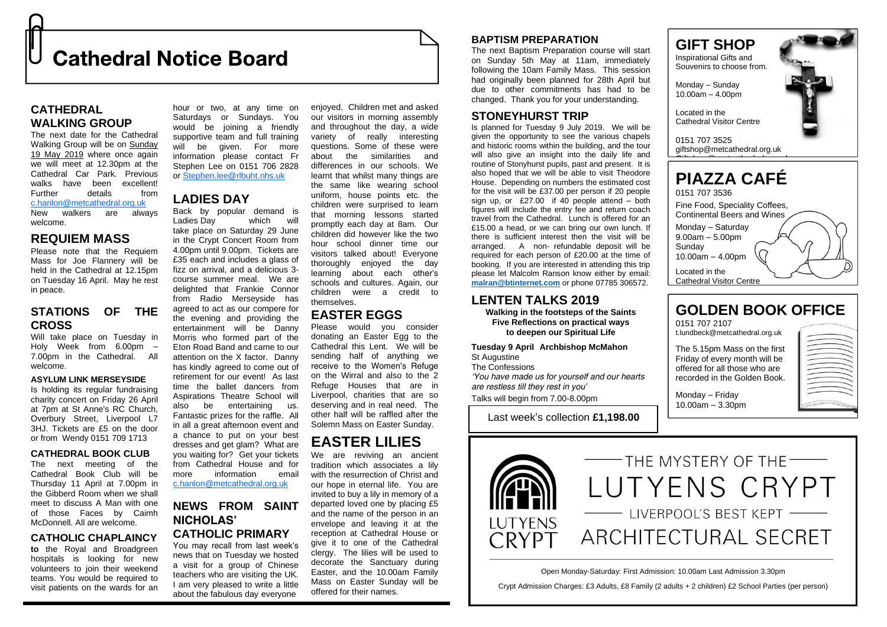# Cathedral Notice Board

## CATHEDRAL WALKING GROUP

The next date for the Cathedral Walking Group will be on Sunday 19 May 2019 where once again we will meet at 12.30pm at the Cathedral Car Park. Previous walks have been excellent! Further details from c.hanlon@metcathedral.org.uk New walkers are always welcome.

## REQUIEM MASS

Please note that the Requiem Mass for Joe Flannery will be held in the Cathedral at 12.15pm on Tuesday 16 April. May he rest in peace.

## STATIONS OF THE CROSS

Will take place on Tuesday in Holy Week from 6.00pm – 7.00pm in the Cathedral. All welcome.

### ASYLUM LINK MERSEYSIDE

Is holding its regular fundraising charity concert on Friday 26 April at 7pm at St Anne's RC Church, Overbury Street, Liverpool L7 3HJ. Tickets are £5 on the door or from Wendy 0151 709 1713

### CATHEDRAL BOOK CLUB

The next meeting of the Cathedral Book Club will be Thursday 11 April at 7.00pm in the Gibberd Room when we shall meet to discuss A Man with one of those Faces by Caimh McDonnell. All are welcome.

### CATHOLIC CHAPLAINCY

**to** the Royal and Broadgreen hospitals is looking for new volunteers to join their weekend teams. You would be required to visit patients on the wards for an hour or two, at any time on Saturdays or Sundays. You would be joining a friendly supportive team and full training will be given. For more information please contact Fr Stephen Lee on 0151 706 2828 or Stephen.lee@rlbuht.nhs.uk

## LADIES DAY

Back by popular demand is Ladies Day which will take place on Saturday 29 June in the Crypt Concert Room from 4.00pm until 9.00pm. Tickets are £35 each and includes a glass of fizz on arrival, and a delicious 3-course summer meal. We are delighted that Frankie Connor from Radio Merseyside has agreed to act as our compere for the evening and providing the entertainment will be Danny Morris who formed part of the Eton Road Band and came to our attention on the X factor. Danny has kindly agreed to come out of retirement for our event! As last time the ballet dancers from Aspirations Theatre School will also be entertaining us. Fantastic prizes for the raffle. All in all a great afternoon event and a chance to put on your best dresses and get glam? What are you waiting for? Get your tickets from Cathedral House and for more information email c.hanlon@metcathedral.org.uk

## NEWS FROM SAINT NICHOLAS' CATHOLIC PRIMARY

You may recall from last week's news that on Tuesday we hosted a visit for a group of Chinese teachers who are visiting the UK. I am very pleased to write a little about the fabulous day everyone enjoyed. Children met and asked our visitors in morning assembly and throughout the day, a wide variety of really interesting questions. Some of these were about the similarities and differences in our schools. We learnt that whilst many things are the same like wearing school uniform, house points etc. the children were surprised to learn that morning lessons started promptly each day at 8am. Our children did however like the two hour school dinner time our visitors talked about! Everyone thoroughly enjoyed the day learning about each other's schools and cultures. Again, our children were a credit to themselves.

## EASTER EGGS

Please would you consider donating an Easter Egg to the Cathedral this Lent. We will be sending half of anything we receive to the Women's Refuge on the Wirral and also to the 2 Refuge Houses that are in Liverpool, charities that are so deserving and in real need. The other half will be raffled after the Solemn Mass on Easter Sunday.

## EASTER LILIES

We are reviving an ancient tradition which associates a lily with the resurrection of Christ and our hope in eternal life. You are invited to buy a lily in memory of a departed loved one by placing £5 and the name of the person in an envelope and leaving it at the reception at Cathedral House or give it to one of the Cathedral clergy. The lilies will be used to decorate the Sanctuary during Easter, and the 10.00am Family Mass on Easter Sunday will be offered for their names.

## BAPTISM PREPARATION

The next Baptism Preparation course will start on Sunday 5th May at 11am, immediately following the 10am Family Mass. This session had originally been planned for 28th April but due to other commitments has had to be changed. Thank you for your understanding.

## STONEYHURST TRIP

Is planned for Tuesday 9 July 2019. We will be given the opportunity to see the various chapels and historic rooms within the building, and the tour will also give an insight into the daily life and routine of Stonyhurst pupils, past and present. It is also hoped that we will be able to visit Theodore House. Depending on numbers the estimated cost for the visit will be £37.00 per person if 20 people sign up, or £27.00 if 40 people attend – both figures will include the entry fee and return coach travel from the Cathedral. Lunch is offered for an £15.00 a head, or we can bring our own lunch. If there is sufficient interest then the visit will be arranged. A non- refundable deposit will be required for each person of £20.00 at the time of booking. If you are interested in attending this trip please let Malcolm Ranson know either by email: **malran@btinternet.com** or phone 07785 306572.

## LENTEN TALKS 2019

**Walking in the footsteps of the Saints**
**Five Reflections on practical ways to deepen our Spiritual Life**

**Tuesday 9 April Archbishop McMahon**
St Augustine
The Confessions
*'You have made us for yourself and our hearts are restless till they rest in you'*
Talks will begin from 7.00-8.00pm

Last week's collection **£1,198.00**

## GIFT SHOP

Inspirational Gifts and Souvenirs to choose from.

Monday – Sunday
10.00am – 4.00pm

Located in the Cathedral Visitor Centre

0151 707 3525
giftshop@metcathedral.org.uk

## PIAZZA CAFÉ

0151 707 3536

Fine Food, Speciality Coffees, Continental Beers and Wines

Monday – Saturday
9.00am – 5.00pm
Sunday
10.00am – 4.00pm

Located in the Cathedral Visitor Centre

## GOLDEN BOOK OFFICE

0151 707 2107
t.lundbeck@metcathedral.org.uk

The 5.15pm Mass on the first Friday of every month will be offered for all those who are recorded in the Golden Book.

Monday – Friday
10.00am – 3.30pm

LUTYENS CRYPT

THE MYSTERY OF THE LUTYENS CRYPT — LIVERPOOL'S BEST KEPT — ARCHITECTURAL SECRET

Open Monday-Saturday: First Admission: 10.00am Last Admission 3.30pm

Crypt Admission Charges: £3 Adults, £8 Family (2 adults + 2 children) £2 School Parties (per person)